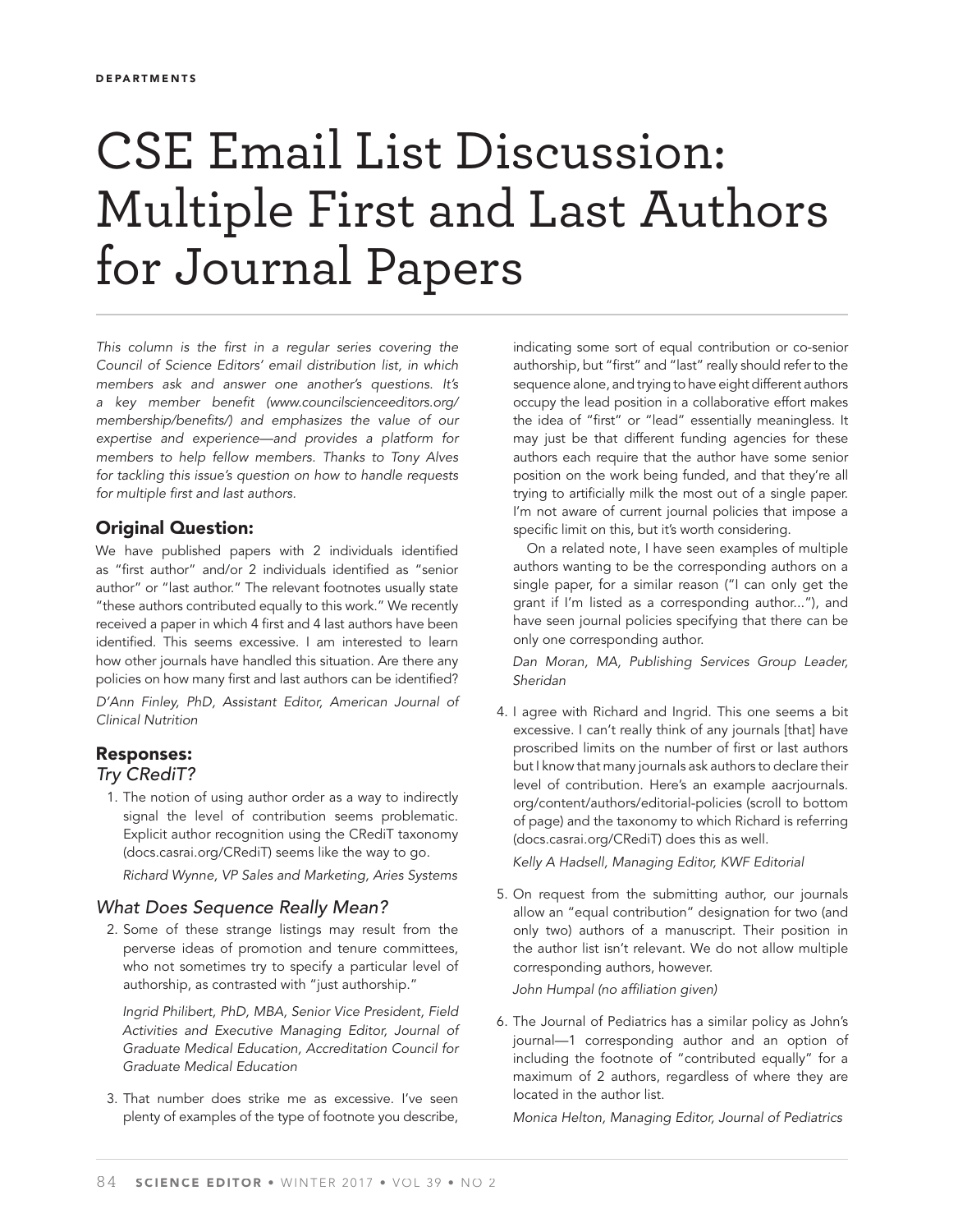DEPARTMENTS

# CSE Email List Discussion: Multiple First and Last Authors for Journal Papers

*This column is the first in a regular series covering the Council of Science Editors' email distribution list, in which members ask and answer one another's questions. It's a key member benefit (www.councilscienceeditors.org/membership/benefits/) and emphasizes the value of our expertise and experience—and provides a platform for members to help fellow members. Thanks to Tony Alves for tackling this issue's question on how to handle requests for multiple first and last authors.*

## Original Question:

We have published papers with 2 individuals identified as "first author" and/or 2 individuals identified as "senior author" or "last author." The relevant footnotes usually state "these authors contributed equally to this work." We recently received a paper in which 4 first and 4 last authors have been identified. This seems excessive. I am interested to learn how other journals have handled this situation. Are there any policies on how many first and last authors can be identified?

*D'Ann Finley, PhD, Assistant Editor, American Journal of Clinical Nutrition*

## Responses:

### *Try CRediT?*

1. The notion of using author order as a way to indirectly signal the level of contribution seems problematic. Explicit author recognition using the CRediT taxonomy (docs.casrai.org/CRediT) seems like the way to go.

   *Richard Wynne, VP Sales and Marketing, Aries Systems*

### *What Does Sequence Really Mean?*

2. Some of these strange listings may result from the perverse ideas of promotion and tenure committees, who not sometimes try to specify a particular level of authorship, as contrasted with "just authorship."

   *Ingrid Philibert, PhD, MBA, Senior Vice President, Field Activities and Executive Managing Editor, Journal of Graduate Medical Education, Accreditation Council for Graduate Medical Education*

3. That number does strike me as excessive. I've seen plenty of examples of the type of footnote you describe, indicating some sort of equal contribution or co-senior authorship, but "first" and "last" really should refer to the sequence alone, and trying to have eight different authors occupy the lead position in a collaborative effort makes the idea of "first" or "lead" essentially meaningless. It may just be that different funding agencies for these authors each require that the author have some senior position on the work being funded, and that they're all trying to artificially milk the most out of a single paper. I'm not aware of current journal policies that impose a specific limit on this, but it's worth considering.

   On a related note, I have seen examples of multiple authors wanting to be the corresponding authors on a single paper, for a similar reason ("I can only get the grant if I'm listed as a corresponding author..."), and have seen journal policies specifying that there can be only one corresponding author.

   *Dan Moran, MA, Publishing Services Group Leader, Sheridan*

4. I agree with Richard and Ingrid. This one seems a bit excessive. I can't really think of any journals [that] have proscribed limits on the number of first or last authors but I know that many journals ask authors to declare their level of contribution. Here's an example aacrjournals.org/content/authors/editorial-policies (scroll to bottom of page) and the taxonomy to which Richard is referring (docs.casrai.org/CRediT) does this as well.

   *Kelly A Hadsell, Managing Editor, KWF Editorial*

5. On request from the submitting author, our journals allow an "equal contribution" designation for two (and only two) authors of a manuscript. Their position in the author list isn't relevant. We do not allow multiple corresponding authors, however.

   *John Humpal (no affiliation given)*

6. The Journal of Pediatrics has a similar policy as John's journal—1 corresponding author and an option of including the footnote of "contributed equally" for a maximum of 2 authors, regardless of where they are located in the author list.

   *Monica Helton, Managing Editor, Journal of Pediatrics*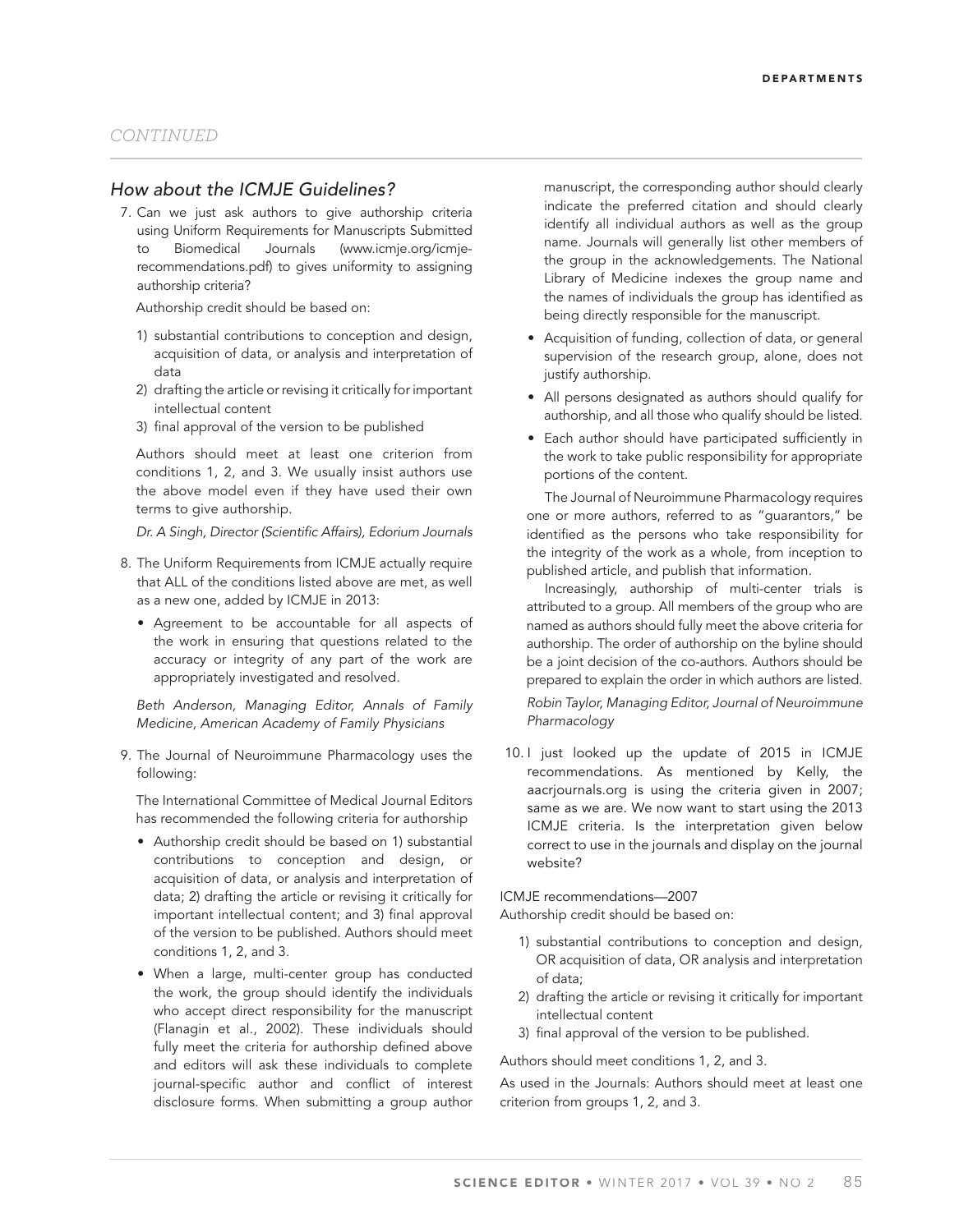*CONTINUED*

## *How about the ICMJE Guidelines?*

7. Can we just ask authors to give authorship criteria using Uniform Requirements for Manuscripts Submitted to Biomedical Journals (www.icmje.org/icmje-recommendations.pdf) to gives uniformity to assigning authorship criteria?

   Authorship credit should be based on:

   1) substantial contributions to conception and design, acquisition of data, or analysis and interpretation of data
   2) drafting the article or revising it critically for important intellectual content
   3) final approval of the version to be published

   Authors should meet at least one criterion from conditions 1, 2, and 3. We usually insist authors use the above model even if they have used their own terms to give authorship.

   *Dr. A Singh, Director (Scientific Affairs), Edorium Journals*

8. The Uniform Requirements from ICMJE actually require that ALL of the conditions listed above are met, as well as a new one, added by ICMJE in 2013:

   - Agreement to be accountable for all aspects of the work in ensuring that questions related to the accuracy or integrity of any part of the work are appropriately investigated and resolved.

   *Beth Anderson, Managing Editor, Annals of Family Medicine, American Academy of Family Physicians*

9. The Journal of Neuroimmune Pharmacology uses the following:

   The International Committee of Medical Journal Editors has recommended the following criteria for authorship

   - Authorship credit should be based on 1) substantial contributions to conception and design, or acquisition of data, or analysis and interpretation of data; 2) drafting the article or revising it critically for important intellectual content; and 3) final approval of the version to be published. Authors should meet conditions 1, 2, and 3.
   - When a large, multi-center group has conducted the work, the group should identify the individuals who accept direct responsibility for the manuscript (Flanagin et al., 2002). These individuals should fully meet the criteria for authorship defined above and editors will ask these individuals to complete journal-specific author and conflict of interest disclosure forms. When submitting a group author manuscript, the corresponding author should clearly indicate the preferred citation and should clearly identify all individual authors as well as the group name. Journals will generally list other members of the group in the acknowledgements. The National Library of Medicine indexes the group name and the names of individuals the group has identified as being directly responsible for the manuscript.
   - Acquisition of funding, collection of data, or general supervision of the research group, alone, does not justify authorship.
   - All persons designated as authors should qualify for authorship, and all those who qualify should be listed.
   - Each author should have participated sufficiently in the work to take public responsibility for appropriate portions of the content.

   The Journal of Neuroimmune Pharmacology requires one or more authors, referred to as "guarantors," be identified as the persons who take responsibility for the integrity of the work as a whole, from inception to published article, and publish that information.

   Increasingly, authorship of multi-center trials is attributed to a group. All members of the group who are named as authors should fully meet the above criteria for authorship. The order of authorship on the byline should be a joint decision of the co-authors. Authors should be prepared to explain the order in which authors are listed.

   *Robin Taylor, Managing Editor, Journal of Neuroimmune Pharmacology*

10. I just looked up the update of 2015 in ICMJE recommendations. As mentioned by Kelly, the aacrjournals.org is using the criteria given in 2007; same as we are. We now want to start using the 2013 ICMJE criteria. Is the interpretation given below correct to use in the journals and display on the journal website?

ICMJE recommendations—2007
Authorship credit should be based on:

1) substantial contributions to conception and design, OR acquisition of data, OR analysis and interpretation of data;
2) drafting the article or revising it critically for important intellectual content
3) final approval of the version to be published.

Authors should meet conditions 1, 2, and 3.

As used in the Journals: Authors should meet at least one criterion from groups 1, 2, and 3.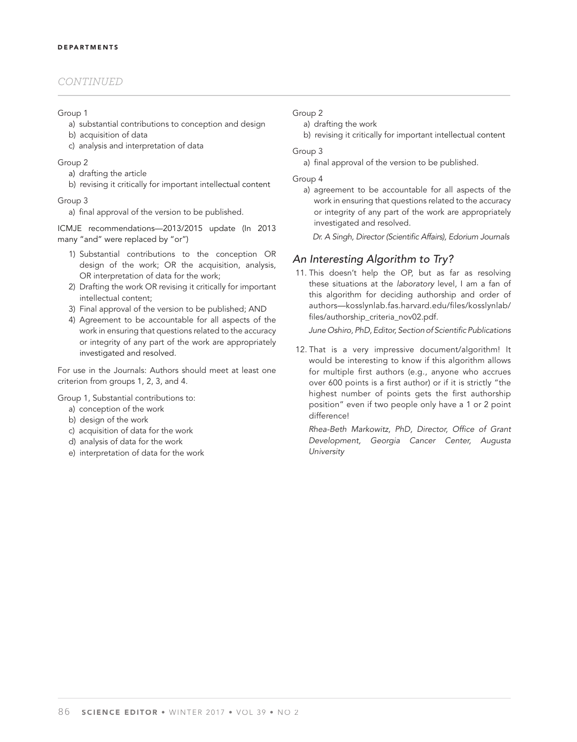*CONTINUED*

Group 1

a) substantial contributions to conception and design
b) acquisition of data
c) analysis and interpretation of data

Group 2

a) drafting the article
b) revising it critically for important intellectual content

Group 3

a) final approval of the version to be published.

ICMJE recommendations—2013/2015 update (In 2013 many "and" were replaced by "or")

1) Substantial contributions to the conception OR design of the work; OR the acquisition, analysis, OR interpretation of data for the work;
2) Drafting the work OR revising it critically for important intellectual content;
3) Final approval of the version to be published; AND
4) Agreement to be accountable for all aspects of the work in ensuring that questions related to the accuracy or integrity of any part of the work are appropriately investigated and resolved.

For use in the Journals: Authors should meet at least one criterion from groups 1, 2, 3, and 4.

Group 1, Substantial contributions to:

a) conception of the work
b) design of the work
c) acquisition of data for the work
d) analysis of data for the work
e) interpretation of data for the work

Group 2

a) drafting the work
b) revising it critically for important intellectual content

Group 3

a) final approval of the version to be published.

Group 4

a) agreement to be accountable for all aspects of the work in ensuring that questions related to the accuracy or integrity of any part of the work are appropriately investigated and resolved.

*Dr. A Singh, Director (Scientific Affairs), Edorium Journals*

## *An Interesting Algorithm to Try?*

11. This doesn't help the OP, but as far as resolving these situations at the *laboratory* level, I am a fan of this algorithm for deciding authorship and order of authors—kosslynlab.fas.harvard.edu/files/kosslynlab/files/authorship_criteria_nov02.pdf.

    *June Oshiro, PhD, Editor, Section of Scientific Publications*

12. That is a very impressive document/algorithm! It would be interesting to know if this algorithm allows for multiple first authors (e.g., anyone who accrues over 600 points is a first author) or if it is strictly "the highest number of points gets the first authorship position" even if two people only have a 1 or 2 point difference!

    *Rhea-Beth Markowitz, PhD, Director, Office of Grant Development, Georgia Cancer Center, Augusta University*